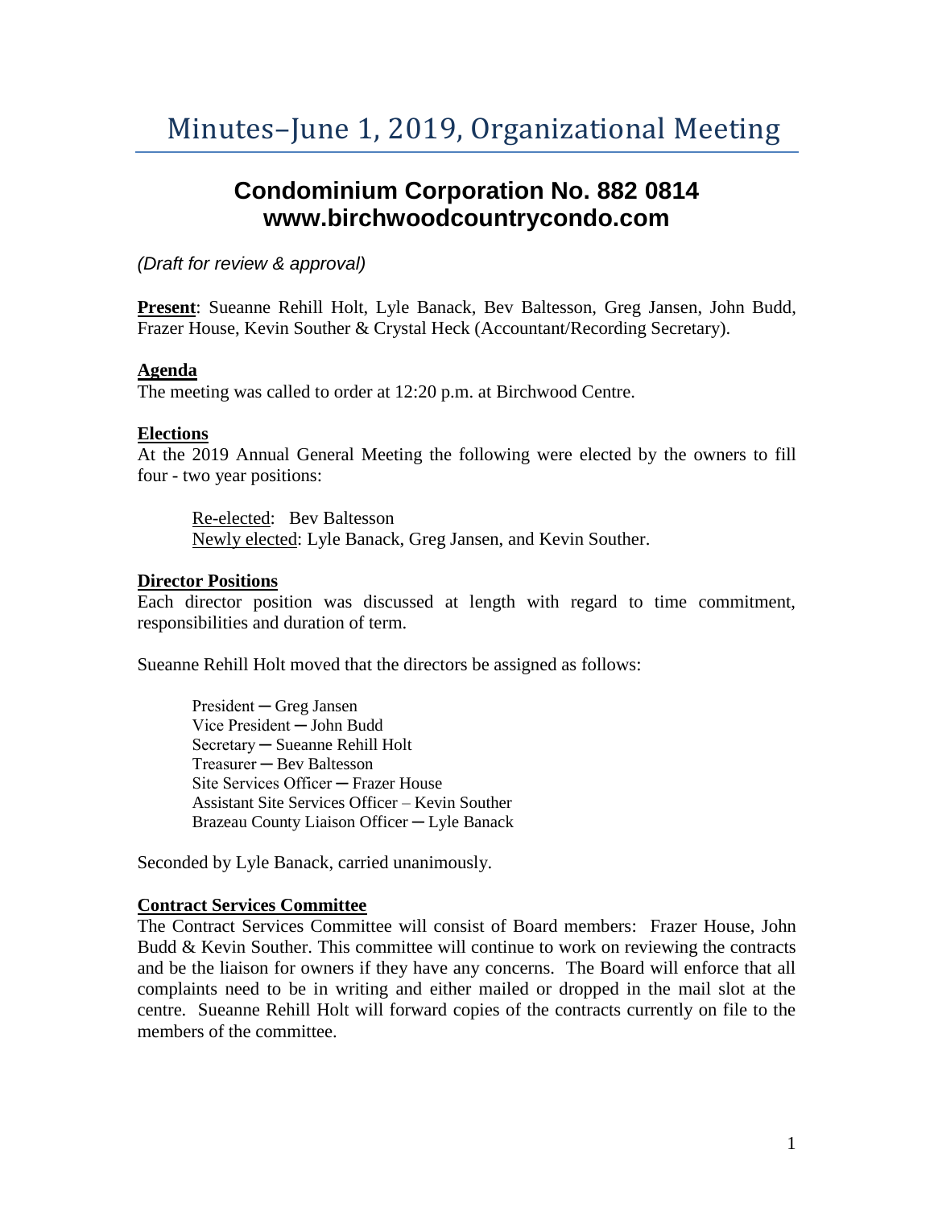# Minutes–June 1, 2019, Organizational Meeting

## Condominium Corporation No. 882 0814
## www.birchwoodcountrycondo.com

*(Draft for review & approval)*

**Present**: Sueanne Rehill Holt, Lyle Banack, Bev Baltesson, Greg Jansen, John Budd, Frazer House, Kevin Souther & Crystal Heck (Accountant/Recording Secretary).

### Agenda

The meeting was called to order at 12:20 p.m. at Birchwood Centre.

### Elections

At the 2019 Annual General Meeting the following were elected by the owners to fill four - two year positions:

Re-elected: Bev Baltesson
Newly elected: Lyle Banack, Greg Jansen, and Kevin Souther.

### Director Positions

Each director position was discussed at length with regard to time commitment, responsibilities and duration of term.

Sueanne Rehill Holt moved that the directors be assigned as follows:

President ─ Greg Jansen
Vice President ─ John Budd
Secretary ─ Sueanne Rehill Holt
Treasurer ─ Bev Baltesson
Site Services Officer ─ Frazer House
Assistant Site Services Officer – Kevin Souther
Brazeau County Liaison Officer ─ Lyle Banack

Seconded by Lyle Banack, carried unanimously.

### Contract Services Committee

The Contract Services Committee will consist of Board members: Frazer House, John Budd & Kevin Souther. This committee will continue to work on reviewing the contracts and be the liaison for owners if they have any concerns. The Board will enforce that all complaints need to be in writing and either mailed or dropped in the mail slot at the centre. Sueanne Rehill Holt will forward copies of the contracts currently on file to the members of the committee.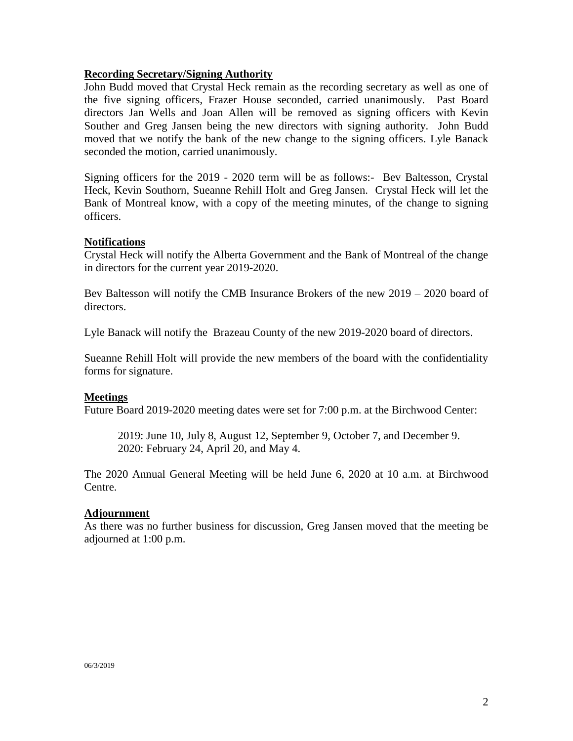## **Recording Secretary/Signing Authority**

John Budd moved that Crystal Heck remain as the recording secretary as well as one of the five signing officers, Frazer House seconded, carried unanimously. Past Board directors Jan Wells and Joan Allen will be removed as signing officers with Kevin Souther and Greg Jansen being the new directors with signing authority. John Budd moved that we notify the bank of the new change to the signing officers. Lyle Banack seconded the motion, carried unanimously.

Signing officers for the 2019 - 2020 term will be as follows:- Bev Baltesson, Crystal Heck, Kevin Southorn, Sueanne Rehill Holt and Greg Jansen. Crystal Heck will let the Bank of Montreal know, with a copy of the meeting minutes, of the change to signing officers.

## **Notifications**

Crystal Heck will notify the Alberta Government and the Bank of Montreal of the change in directors for the current year 2019-2020.

Bev Baltesson will notify the CMB Insurance Brokers of the new 2019 – 2020 board of directors.

Lyle Banack will notify the Brazeau County of the new 2019-2020 board of directors.

Sueanne Rehill Holt will provide the new members of the board with the confidentiality forms for signature.

## **Meetings**

Future Board 2019-2020 meeting dates were set for 7:00 p.m. at the Birchwood Center:

2019: June 10, July 8, August 12, September 9, October 7, and December 9.
2020: February 24, April 20, and May 4.

The 2020 Annual General Meeting will be held June 6, 2020 at 10 a.m. at Birchwood Centre.

## **Adjournment**

As there was no further business for discussion, Greg Jansen moved that the meeting be adjourned at 1:00 p.m.

06/3/2019